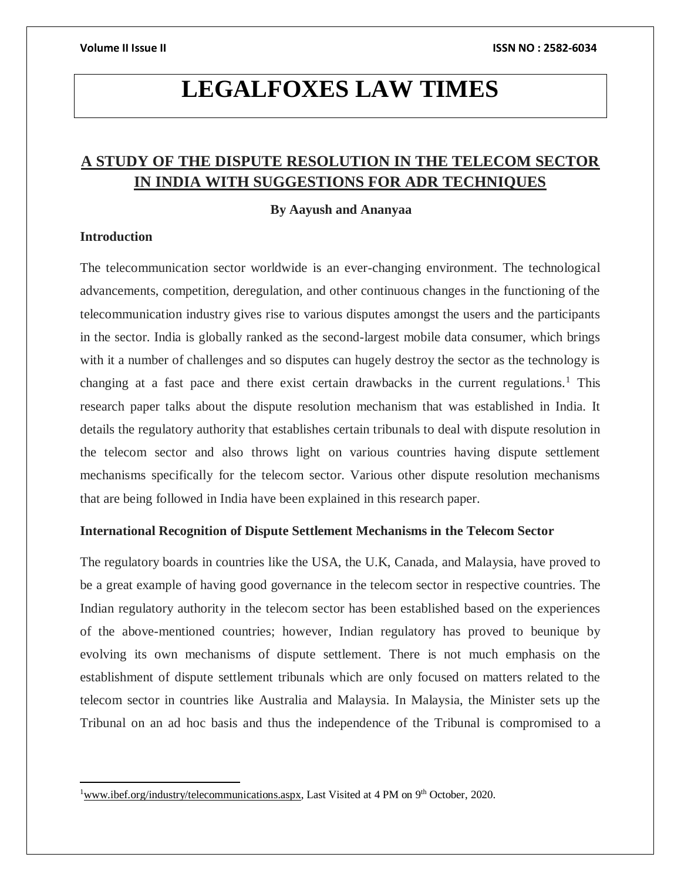# LEGALFOXES LAW TIMES

## A STUDY OF THE DISPUTE RESOLUTION IN THE TELECOM SECTOR IN INDIA WITH SUGGESTIONS FOR ADR TECHNIQUES

**By Aayush and Ananyaa**

### Introduction

The telecommunication sector worldwide is an ever-changing environment. The technological advancements, competition, deregulation, and other continuous changes in the functioning of the telecommunication industry gives rise to various disputes amongst the users and the participants in the sector. India is globally ranked as the second-largest mobile data consumer, which brings with it a number of challenges and so disputes can hugely destroy the sector as the technology is changing at a fast pace and there exist certain drawbacks in the current regulations.[1] This research paper talks about the dispute resolution mechanism that was established in India. It details the regulatory authority that establishes certain tribunals to deal with dispute resolution in the telecom sector and also throws light on various countries having dispute settlement mechanisms specifically for the telecom sector. Various other dispute resolution mechanisms that are being followed in India have been explained in this research paper.

### International Recognition of Dispute Settlement Mechanisms in the Telecom Sector

The regulatory boards in countries like the USA, the U.K, Canada, and Malaysia, have proved to be a great example of having good governance in the telecom sector in respective countries. The Indian regulatory authority in the telecom sector has been established based on the experiences of the above-mentioned countries; however, Indian regulatory has proved to beunique by evolving its own mechanisms of dispute settlement. There is not much emphasis on the establishment of dispute settlement tribunals which are only focused on matters related to the telecom sector in countries like Australia and Malaysia. In Malaysia, the Minister sets up the Tribunal on an ad hoc basis and thus the independence of the Tribunal is compromised to a

---

[1] www.ibef.org/industry/telecommunications.aspx, Last Visited at 4 PM on 9th October, 2020.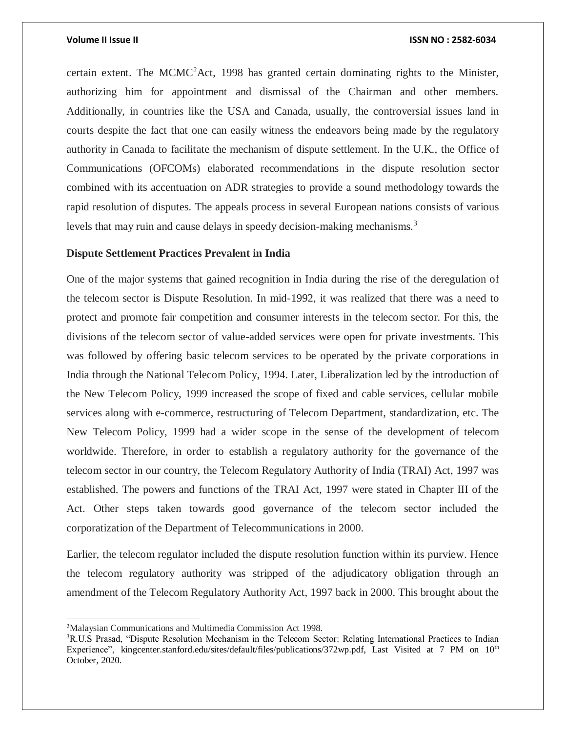certain extent. The MCMC[2] Act, 1998 has granted certain dominating rights to the Minister, authorizing him for appointment and dismissal of the Chairman and other members. Additionally, in countries like the USA and Canada, usually, the controversial issues land in courts despite the fact that one can easily witness the endeavors being made by the regulatory authority in Canada to facilitate the mechanism of dispute settlement. In the U.K., the Office of Communications (OFCOMs) elaborated recommendations in the dispute resolution sector combined with its accentuation on ADR strategies to provide a sound methodology towards the rapid resolution of disputes. The appeals process in several European nations consists of various levels that may ruin and cause delays in speedy decision-making mechanisms.[3]

**Dispute Settlement Practices Prevalent in India**

One of the major systems that gained recognition in India during the rise of the deregulation of the telecom sector is Dispute Resolution. In mid-1992, it was realized that there was a need to protect and promote fair competition and consumer interests in the telecom sector. For this, the divisions of the telecom sector of value-added services were open for private investments. This was followed by offering basic telecom services to be operated by the private corporations in India through the National Telecom Policy, 1994. Later, Liberalization led by the introduction of the New Telecom Policy, 1999 increased the scope of fixed and cable services, cellular mobile services along with e-commerce, restructuring of Telecom Department, standardization, etc. The New Telecom Policy, 1999 had a wider scope in the sense of the development of telecom worldwide. Therefore, in order to establish a regulatory authority for the governance of the telecom sector in our country, the Telecom Regulatory Authority of India (TRAI) Act, 1997 was established. The powers and functions of the TRAI Act, 1997 were stated in Chapter III of the Act. Other steps taken towards good governance of the telecom sector included the corporatization of the Department of Telecommunications in 2000.

Earlier, the telecom regulator included the dispute resolution function within its purview. Hence the telecom regulatory authority was stripped of the adjudicatory obligation through an amendment of the Telecom Regulatory Authority Act, 1997 back in 2000. This brought about the

---

[2] Malaysian Communications and Multimedia Commission Act 1998.

[3] R.U.S Prasad, "Dispute Resolution Mechanism in the Telecom Sector: Relating International Practices to Indian Experience", kingcenter.stanford.edu/sites/default/files/publications/372wp.pdf, Last Visited at 7 PM on 10th October, 2020.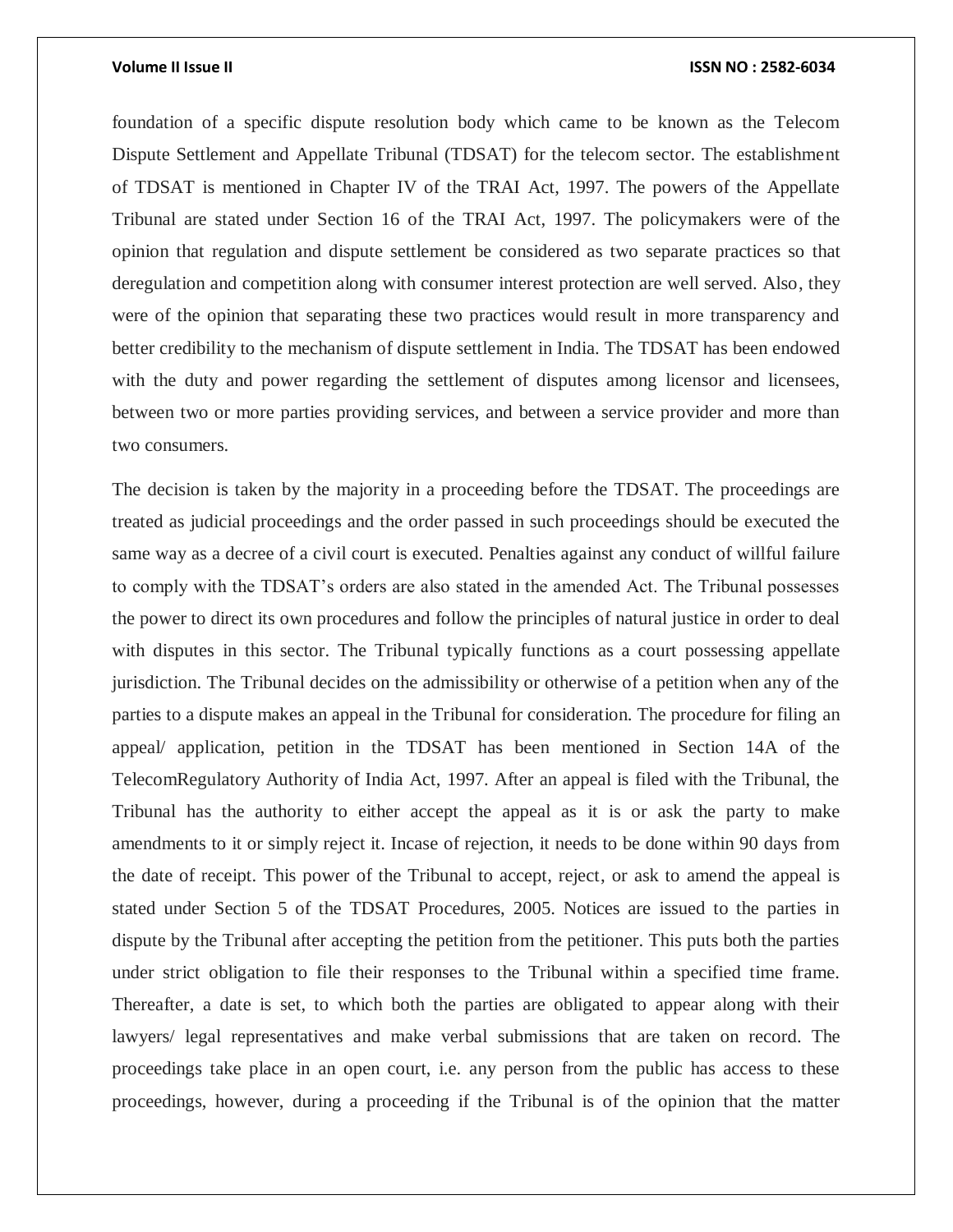foundation of a specific dispute resolution body which came to be known as the Telecom Dispute Settlement and Appellate Tribunal (TDSAT) for the telecom sector. The establishment of TDSAT is mentioned in Chapter IV of the TRAI Act, 1997. The powers of the Appellate Tribunal are stated under Section 16 of the TRAI Act, 1997. The policymakers were of the opinion that regulation and dispute settlement be considered as two separate practices so that deregulation and competition along with consumer interest protection are well served. Also, they were of the opinion that separating these two practices would result in more transparency and better credibility to the mechanism of dispute settlement in India. The TDSAT has been endowed with the duty and power regarding the settlement of disputes among licensor and licensees, between two or more parties providing services, and between a service provider and more than two consumers.

The decision is taken by the majority in a proceeding before the TDSAT. The proceedings are treated as judicial proceedings and the order passed in such proceedings should be executed the same way as a decree of a civil court is executed. Penalties against any conduct of willful failure to comply with the TDSAT's orders are also stated in the amended Act. The Tribunal possesses the power to direct its own procedures and follow the principles of natural justice in order to deal with disputes in this sector. The Tribunal typically functions as a court possessing appellate jurisdiction. The Tribunal decides on the admissibility or otherwise of a petition when any of the parties to a dispute makes an appeal in the Tribunal for consideration. The procedure for filing an appeal/ application, petition in the TDSAT has been mentioned in Section 14A of the TelecomRegulatory Authority of India Act, 1997. After an appeal is filed with the Tribunal, the Tribunal has the authority to either accept the appeal as it is or ask the party to make amendments to it or simply reject it. Incase of rejection, it needs to be done within 90 days from the date of receipt. This power of the Tribunal to accept, reject, or ask to amend the appeal is stated under Section 5 of the TDSAT Procedures, 2005. Notices are issued to the parties in dispute by the Tribunal after accepting the petition from the petitioner. This puts both the parties under strict obligation to file their responses to the Tribunal within a specified time frame. Thereafter, a date is set, to which both the parties are obligated to appear along with their lawyers/ legal representatives and make verbal submissions that are taken on record. The proceedings take place in an open court, i.e. any person from the public has access to these proceedings, however, during a proceeding if the Tribunal is of the opinion that the matter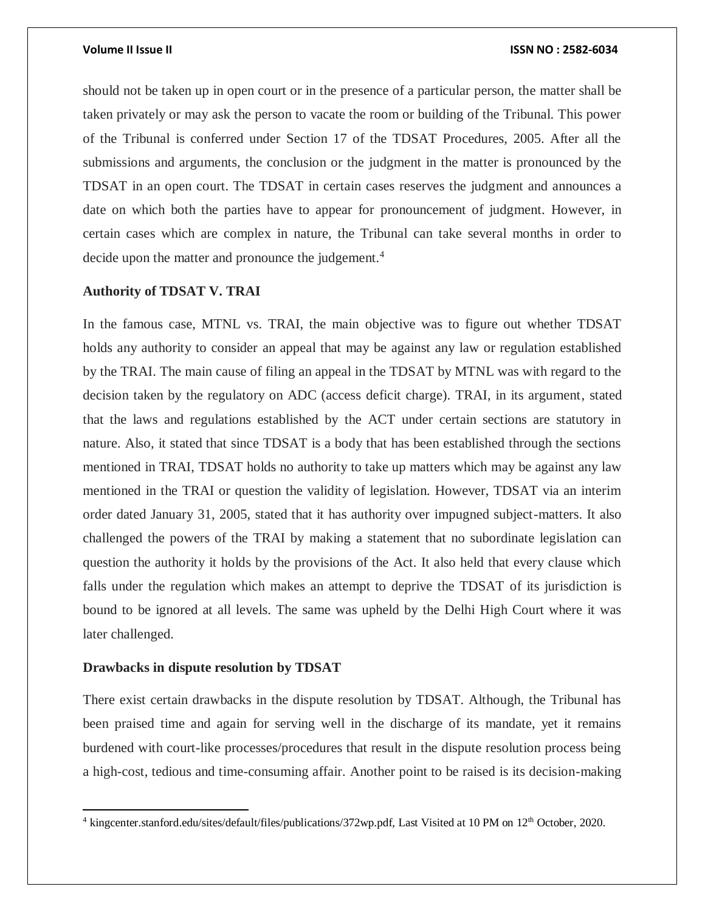should not be taken up in open court or in the presence of a particular person, the matter shall be taken privately or may ask the person to vacate the room or building of the Tribunal. This power of the Tribunal is conferred under Section 17 of the TDSAT Procedures, 2005. After all the submissions and arguments, the conclusion or the judgment in the matter is pronounced by the TDSAT in an open court. The TDSAT in certain cases reserves the judgment and announces a date on which both the parties have to appear for pronouncement of judgment. However, in certain cases which are complex in nature, the Tribunal can take several months in order to decide upon the matter and pronounce the judgement.[4]

**Authority of TDSAT V. TRAI**

In the famous case, MTNL vs. TRAI, the main objective was to figure out whether TDSAT holds any authority to consider an appeal that may be against any law or regulation established by the TRAI. The main cause of filing an appeal in the TDSAT by MTNL was with regard to the decision taken by the regulatory on ADC (access deficit charge). TRAI, in its argument, stated that the laws and regulations established by the ACT under certain sections are statutory in nature. Also, it stated that since TDSAT is a body that has been established through the sections mentioned in TRAI, TDSAT holds no authority to take up matters which may be against any law mentioned in the TRAI or question the validity of legislation. However, TDSAT via an interim order dated January 31, 2005, stated that it has authority over impugned subject-matters. It also challenged the powers of the TRAI by making a statement that no subordinate legislation can question the authority it holds by the provisions of the Act. It also held that every clause which falls under the regulation which makes an attempt to deprive the TDSAT of its jurisdiction is bound to be ignored at all levels. The same was upheld by the Delhi High Court where it was later challenged.

**Drawbacks in dispute resolution by TDSAT**

There exist certain drawbacks in the dispute resolution by TDSAT. Although, the Tribunal has been praised time and again for serving well in the discharge of its mandate, yet it remains burdened with court-like processes/procedures that result in the dispute resolution process being a high-cost, tedious and time-consuming affair. Another point to be raised is its decision-making

---

[4] kingcenter.stanford.edu/sites/default/files/publications/372wp.pdf, Last Visited at 10 PM on 12th October, 2020.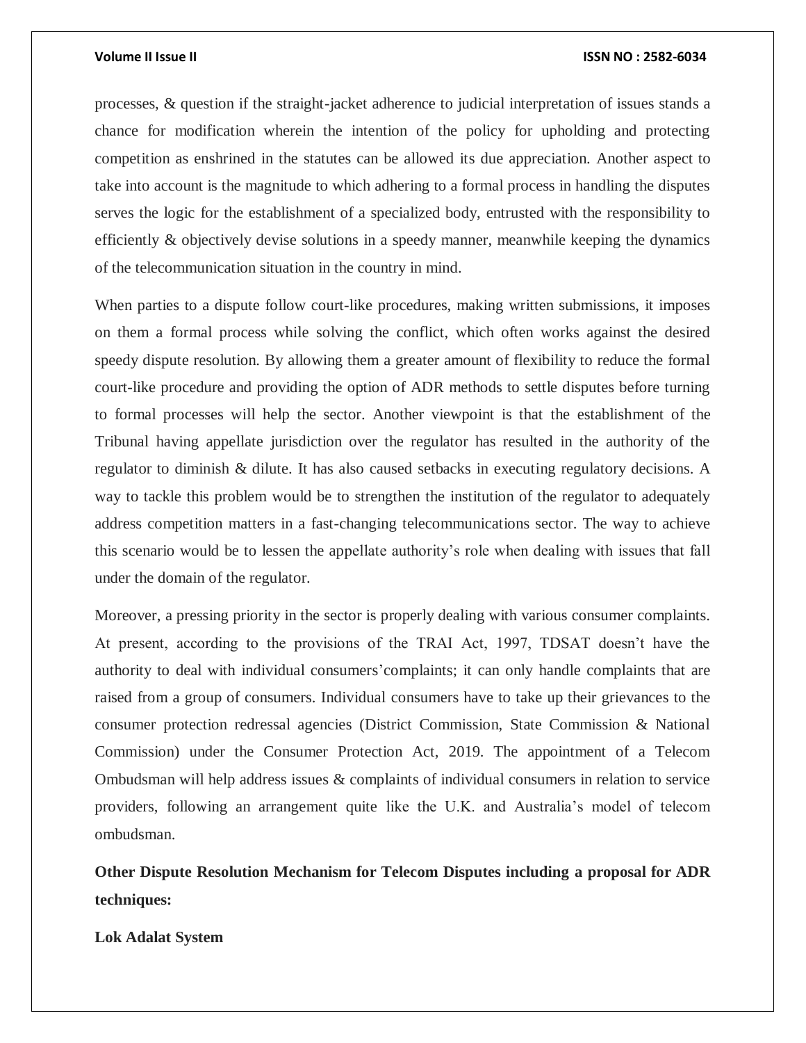processes, & question if the straight-jacket adherence to judicial interpretation of issues stands a chance for modification wherein the intention of the policy for upholding and protecting competition as enshrined in the statutes can be allowed its due appreciation. Another aspect to take into account is the magnitude to which adhering to a formal process in handling the disputes serves the logic for the establishment of a specialized body, entrusted with the responsibility to efficiently & objectively devise solutions in a speedy manner, meanwhile keeping the dynamics of the telecommunication situation in the country in mind.

When parties to a dispute follow court-like procedures, making written submissions, it imposes on them a formal process while solving the conflict, which often works against the desired speedy dispute resolution. By allowing them a greater amount of flexibility to reduce the formal court-like procedure and providing the option of ADR methods to settle disputes before turning to formal processes will help the sector. Another viewpoint is that the establishment of the Tribunal having appellate jurisdiction over the regulator has resulted in the authority of the regulator to diminish & dilute. It has also caused setbacks in executing regulatory decisions. A way to tackle this problem would be to strengthen the institution of the regulator to adequately address competition matters in a fast-changing telecommunications sector. The way to achieve this scenario would be to lessen the appellate authority's role when dealing with issues that fall under the domain of the regulator.

Moreover, a pressing priority in the sector is properly dealing with various consumer complaints. At present, according to the provisions of the TRAI Act, 1997, TDSAT doesn't have the authority to deal with individual consumers'complaints; it can only handle complaints that are raised from a group of consumers. Individual consumers have to take up their grievances to the consumer protection redressal agencies (District Commission, State Commission & National Commission) under the Consumer Protection Act, 2019. The appointment of a Telecom Ombudsman will help address issues & complaints of individual consumers in relation to service providers, following an arrangement quite like the U.K. and Australia's model of telecom ombudsman.

**Other Dispute Resolution Mechanism for Telecom Disputes including a proposal for ADR techniques:**

**Lok Adalat System**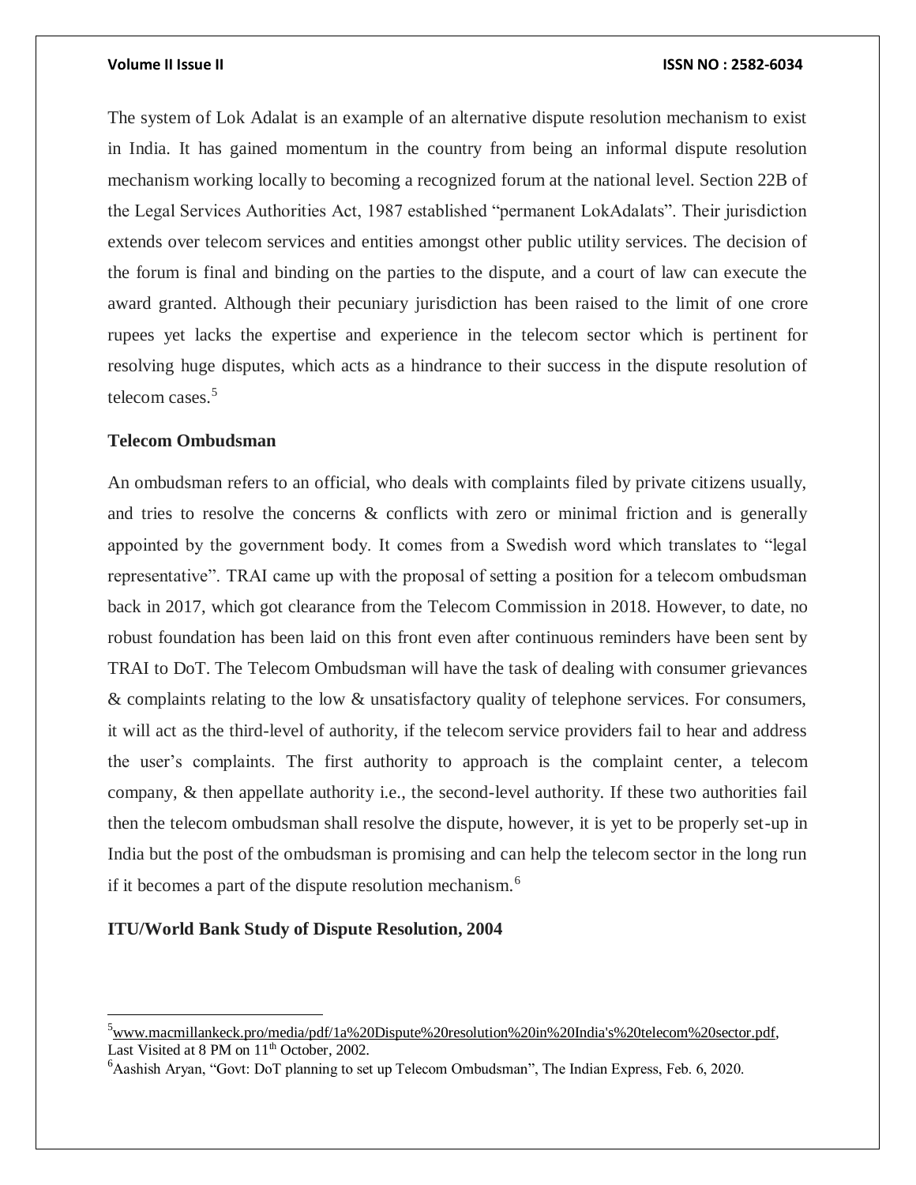The system of Lok Adalat is an example of an alternative dispute resolution mechanism to exist in India. It has gained momentum in the country from being an informal dispute resolution mechanism working locally to becoming a recognized forum at the national level. Section 22B of the Legal Services Authorities Act, 1987 established "permanent LokAdalats". Their jurisdiction extends over telecom services and entities amongst other public utility services. The decision of the forum is final and binding on the parties to the dispute, and a court of law can execute the award granted. Although their pecuniary jurisdiction has been raised to the limit of one crore rupees yet lacks the expertise and experience in the telecom sector which is pertinent for resolving huge disputes, which acts as a hindrance to their success in the dispute resolution of telecom cases.[5]

**Telecom Ombudsman**

An ombudsman refers to an official, who deals with complaints filed by private citizens usually, and tries to resolve the concerns & conflicts with zero or minimal friction and is generally appointed by the government body. It comes from a Swedish word which translates to "legal representative". TRAI came up with the proposal of setting a position for a telecom ombudsman back in 2017, which got clearance from the Telecom Commission in 2018. However, to date, no robust foundation has been laid on this front even after continuous reminders have been sent by TRAI to DoT. The Telecom Ombudsman will have the task of dealing with consumer grievances & complaints relating to the low & unsatisfactory quality of telephone services. For consumers, it will act as the third-level of authority, if the telecom service providers fail to hear and address the user's complaints. The first authority to approach is the complaint center, a telecom company, & then appellate authority i.e., the second-level authority. If these two authorities fail then the telecom ombudsman shall resolve the dispute, however, it is yet to be properly set-up in India but the post of the ombudsman is promising and can help the telecom sector in the long run if it becomes a part of the dispute resolution mechanism.[6]

**ITU/World Bank Study of Dispute Resolution, 2004**

---

[5] www.macmillankeck.pro/media/pdf/1a%20Dispute%20resolution%20in%20India's%20telecom%20sector.pdf, Last Visited at 8 PM on 11th October, 2002.

[6] Aashish Aryan, "Govt: DoT planning to set up Telecom Ombudsman", The Indian Express, Feb. 6, 2020.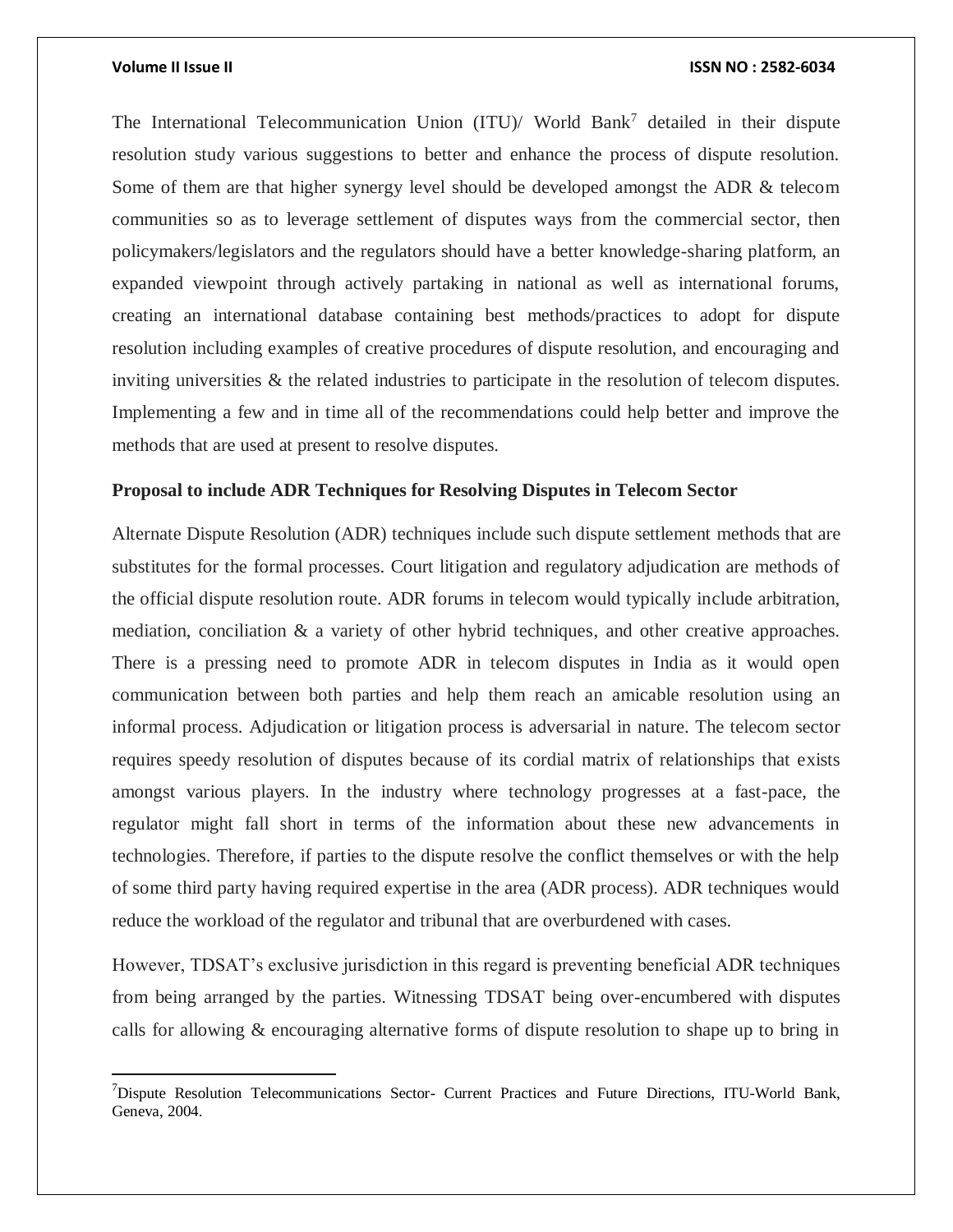The International Telecommunication Union (ITU)/ World Bank[7] detailed in their dispute resolution study various suggestions to better and enhance the process of dispute resolution. Some of them are that higher synergy level should be developed amongst the ADR & telecom communities so as to leverage settlement of disputes ways from the commercial sector, then policymakers/legislators and the regulators should have a better knowledge-sharing platform, an expanded viewpoint through actively partaking in national as well as international forums, creating an international database containing best methods/practices to adopt for dispute resolution including examples of creative procedures of dispute resolution, and encouraging and inviting universities & the related industries to participate in the resolution of telecom disputes. Implementing a few and in time all of the recommendations could help better and improve the methods that are used at present to resolve disputes.

**Proposal to include ADR Techniques for Resolving Disputes in Telecom Sector**

Alternate Dispute Resolution (ADR) techniques include such dispute settlement methods that are substitutes for the formal processes. Court litigation and regulatory adjudication are methods of the official dispute resolution route. ADR forums in telecom would typically include arbitration, mediation, conciliation & a variety of other hybrid techniques, and other creative approaches. There is a pressing need to promote ADR in telecom disputes in India as it would open communication between both parties and help them reach an amicable resolution using an informal process. Adjudication or litigation process is adversarial in nature. The telecom sector requires speedy resolution of disputes because of its cordial matrix of relationships that exists amongst various players. In the industry where technology progresses at a fast-pace, the regulator might fall short in terms of the information about these new advancements in technologies. Therefore, if parties to the dispute resolve the conflict themselves or with the help of some third party having required expertise in the area (ADR process). ADR techniques would reduce the workload of the regulator and tribunal that are overburdened with cases.

However, TDSAT's exclusive jurisdiction in this regard is preventing beneficial ADR techniques from being arranged by the parties. Witnessing TDSAT being over-encumbered with disputes calls for allowing & encouraging alternative forms of dispute resolution to shape up to bring in

---

[7] Dispute Resolution Telecommunications Sector- Current Practices and Future Directions, ITU-World Bank, Geneva, 2004.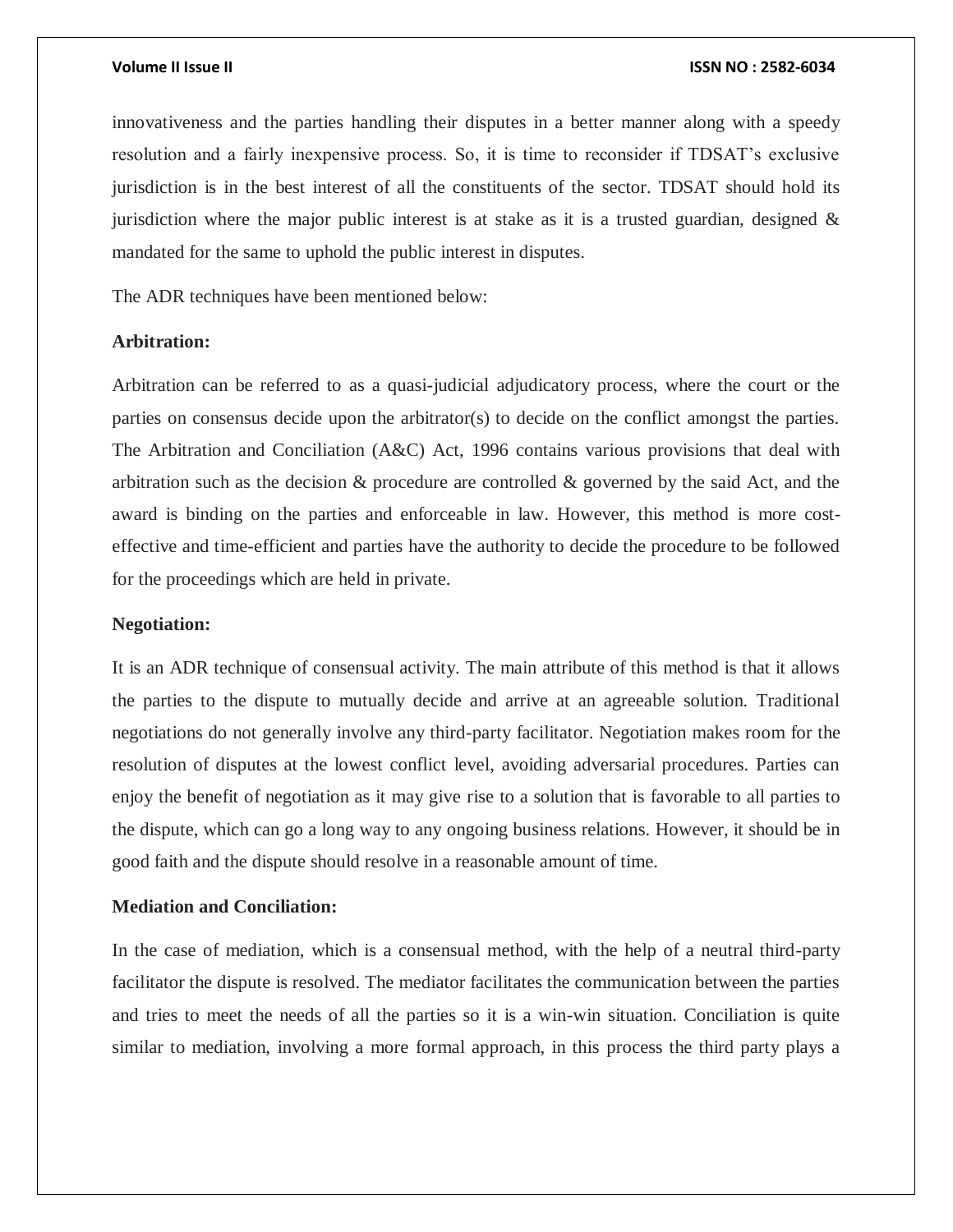innovativeness and the parties handling their disputes in a better manner along with a speedy resolution and a fairly inexpensive process. So, it is time to reconsider if TDSAT's exclusive jurisdiction is in the best interest of all the constituents of the sector. TDSAT should hold its jurisdiction where the major public interest is at stake as it is a trusted guardian, designed & mandated for the same to uphold the public interest in disputes.

The ADR techniques have been mentioned below:

**Arbitration:**

Arbitration can be referred to as a quasi-judicial adjudicatory process, where the court or the parties on consensus decide upon the arbitrator(s) to decide on the conflict amongst the parties. The Arbitration and Conciliation (A&C) Act, 1996 contains various provisions that deal with arbitration such as the decision & procedure are controlled & governed by the said Act, and the award is binding on the parties and enforceable in law. However, this method is more cost-effective and time-efficient and parties have the authority to decide the procedure to be followed for the proceedings which are held in private.

**Negotiation:**

It is an ADR technique of consensual activity. The main attribute of this method is that it allows the parties to the dispute to mutually decide and arrive at an agreeable solution. Traditional negotiations do not generally involve any third-party facilitator. Negotiation makes room for the resolution of disputes at the lowest conflict level, avoiding adversarial procedures. Parties can enjoy the benefit of negotiation as it may give rise to a solution that is favorable to all parties to the dispute, which can go a long way to any ongoing business relations. However, it should be in good faith and the dispute should resolve in a reasonable amount of time.

**Mediation and Conciliation:**

In the case of mediation, which is a consensual method, with the help of a neutral third-party facilitator the dispute is resolved. The mediator facilitates the communication between the parties and tries to meet the needs of all the parties so it is a win-win situation. Conciliation is quite similar to mediation, involving a more formal approach, in this process the third party plays a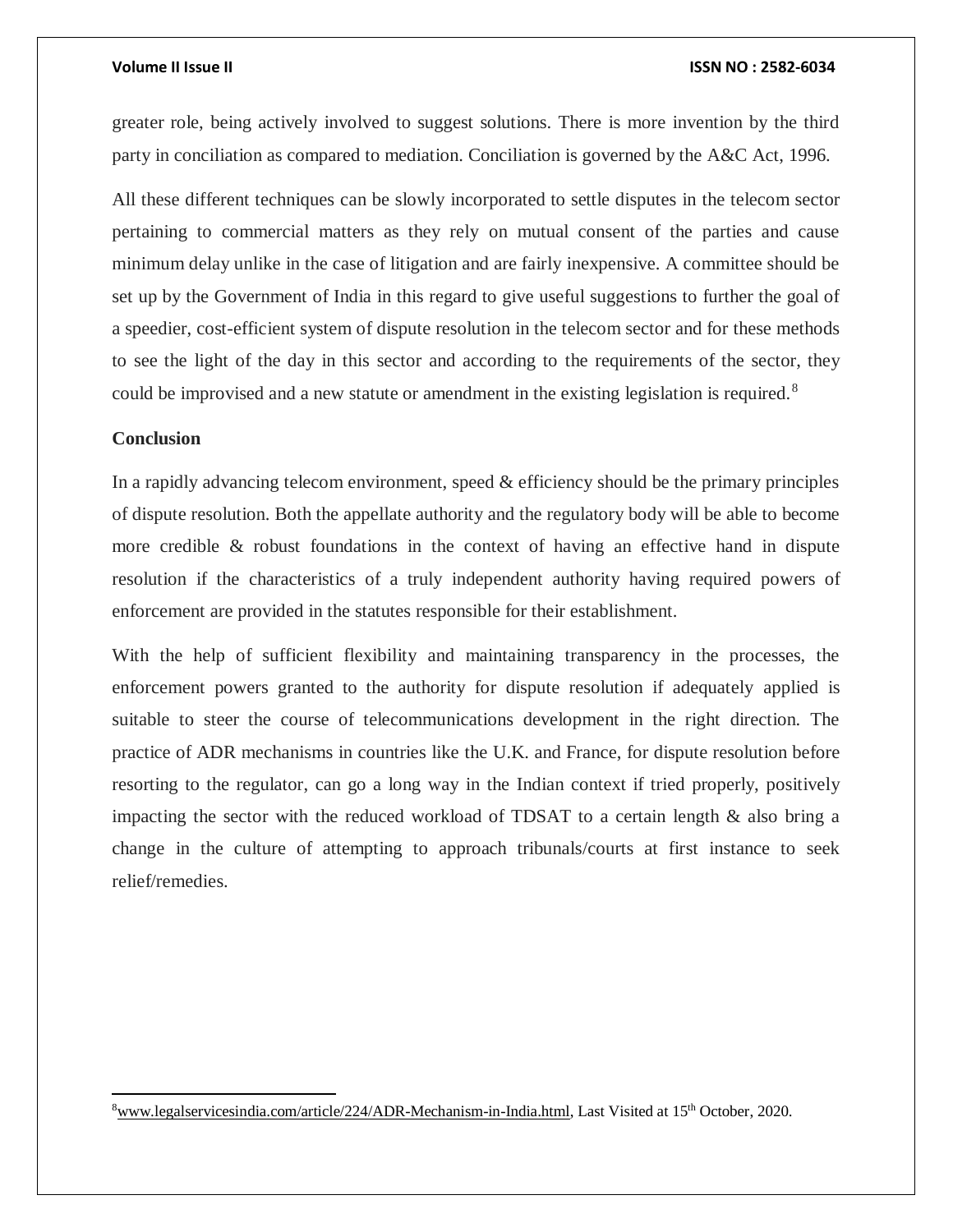greater role, being actively involved to suggest solutions. There is more invention by the third party in conciliation as compared to mediation. Conciliation is governed by the A&C Act, 1996.

All these different techniques can be slowly incorporated to settle disputes in the telecom sector pertaining to commercial matters as they rely on mutual consent of the parties and cause minimum delay unlike in the case of litigation and are fairly inexpensive. A committee should be set up by the Government of India in this regard to give useful suggestions to further the goal of a speedier, cost-efficient system of dispute resolution in the telecom sector and for these methods to see the light of the day in this sector and according to the requirements of the sector, they could be improvised and a new statute or amendment in the existing legislation is required.[8]

**Conclusion**

In a rapidly advancing telecom environment, speed & efficiency should be the primary principles of dispute resolution. Both the appellate authority and the regulatory body will be able to become more credible & robust foundations in the context of having an effective hand in dispute resolution if the characteristics of a truly independent authority having required powers of enforcement are provided in the statutes responsible for their establishment.

With the help of sufficient flexibility and maintaining transparency in the processes, the enforcement powers granted to the authority for dispute resolution if adequately applied is suitable to steer the course of telecommunications development in the right direction. The practice of ADR mechanisms in countries like the U.K. and France, for dispute resolution before resorting to the regulator, can go a long way in the Indian context if tried properly, positively impacting the sector with the reduced workload of TDSAT to a certain length & also bring a change in the culture of attempting to approach tribunals/courts at first instance to seek relief/remedies.

---

[8] www.legalservicesindia.com/article/224/ADR-Mechanism-in-India.html, Last Visited at 15th October, 2020.